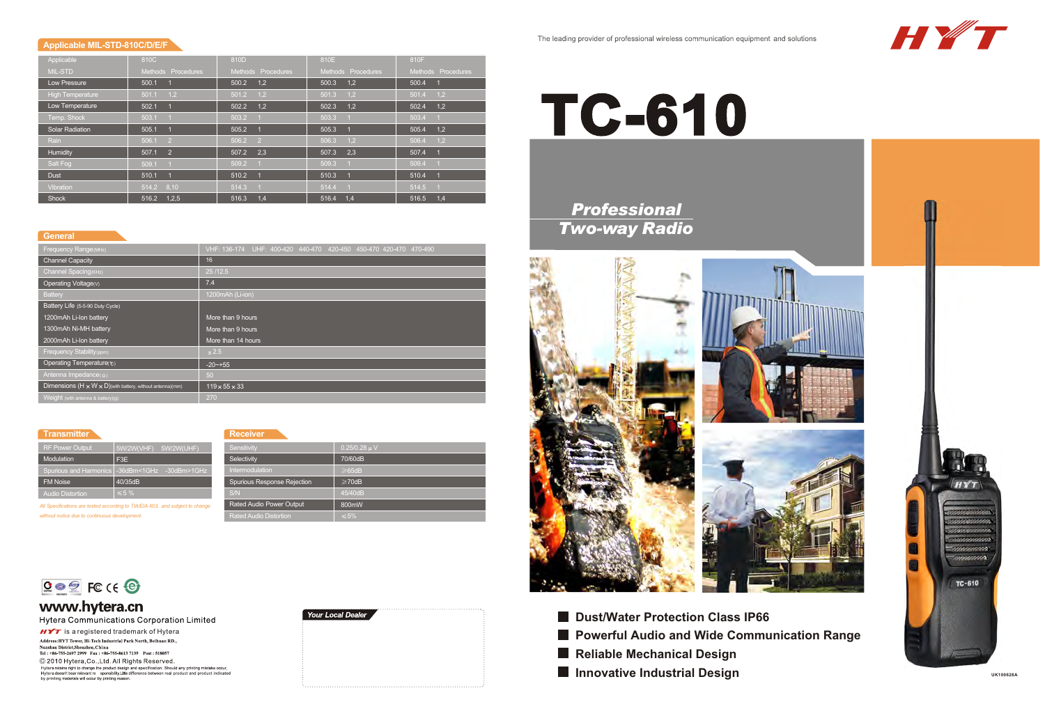The leading provider of professional wireless communication equipment and solutions

HYT

# TC-610

## *Professional Two-way Radio*

- **Dust/Water Protection Class IP66**
- **Powerful Audio and Wide Communication Range**
- **Reliable Mechanical Design**
- **Innovative Industrial Design**

## Applicable MIL-STD-810C/D/E/F

| Applicable MIL-STD | 810C Methods | Procedures | 810D Methods | Procedures | 810E Methods | Procedures | 810F Methods | Procedures |
|---|---|---|---|---|---|---|---|---|
| Low Pressure | 500.1 | 1 | 500.2 | 1,2 | 500.3 | 1,2 | 500.4 | 1 |
| High Temperature | 501.1 | 1,2 | 501.2 | 1,2 | 501.3 | 1,2 | 501.4 | 1,2 |
| Low Temperature | 502.1 | 1 | 502.2 | 1,2 | 502.3 | 1,2 | 502.4 | 1,2 |
| Temp. Shock | 503.1 | 1 | 503.2 | 1 | 503.3 | 1 | 503.4 | 1 |
| Solar Radiation | 505.1 | 1 | 505.2 | 1 | 505.3 | 1 | 505.4 | 1,2 |
| Rain | 506.1 | 2 | 506.2 | 2 | 506.3 | 1,2 | 506.4 | 1,2 |
| Humidity | 507.1 | 2 | 507.2 | 2,3 | 507.3 | 2,3 | 507.4 | 1 |
| Salt Fog | 509.1 | 1 | 509.2 | 1 | 509.3 | 1 | 509.4 | 1 |
| Dust | 510.1 | 1 | 510.2 | 1 | 510.3 | 1 | 510.4 | 1 |
| Vibration | 514.2 | 8,10 | 514.3 | 1 | 514.4 | 1 | 514.5 | 1 |
| Shock | 516.2 | 1,2,5 | 516.3 | 1,4 | 516.4 | 1,4 | 516.5 | 1,4 |

## General

| | |
|---|---|
| Frequency Range(MHz) | VHF: 136-174 UHF: 400-420 440-470 420-450 450-470 420-470 470-490 |
| Channel Capacity | 16 |
| Channel Spacing(KHz) | 25 /12.5 |
| Operating Voltage(V) | 7.4 |
| Battery | 1200mAh (Li-ion) |
| Battery Life (5-5-90 Duty Cycle) | |
| 1200mAh Li-Ion battery | More than 9 hours |
| 1300mAh Ni-MH battery | More than 9 hours |
| 2000mAh Li-Ion battery | More than 14 hours |
| Frequency Stability(ppm) | ±2.5 |
| Operating Temperature(℃) | -20~+55 |
| Antenna Impedance(Ω) | 50 |
| Dimensions (H×W×D)(with battery, without antenna)(mm) | 119×55×33 |
| Weight (with antenna & battery)(g) | 270 |

## Transmitter

| | |
|---|---|
| RF Power Output | 5W/2W(VHF) 5W/2W(UHF) |
| Modulation | F3E |
| Spurious and Harmonics | -36dBm<1GHz -30dBm>1GHz |
| FM Noise | 40/35dB |
| Audio Distortion | ≤5% |

*All Specifications are tested according to TIA/EIA-603, and subject to change without notice due to continuous development.*

## Receiver

| | |
|---|---|
| Sensitivity | 0.25/0.28 μV |
| Selectivity | 70/60dB |
| Intermodulation | ≥65dB |
| Spurious Response Rejection | ≥70dB |
| S/N | 45/40dB |
| Rated Audio Power Output | 800mW |
| Rated Audio Distortion | ≤5% |

**www.hytera.cn**

Hytera Communications Corporation Limited

HYT is a registered trademark of Hytera

Address: HYT Tower, Hi-Tech Industrial Park North, Beihuan RD., Nanshan District,Shenzhen, China

Tel: +86-755-2697 2999 Fax: +86-755-8613 7139 Post: 518057

© 2010 Hytera,Co.,Ltd. All Rights Reserved.

Hytera retains right to change the product design and specification. Should any printing mistake occur, Hytera doesn't bear relevant responsibility.Little difference between real product and product indicated by printing materials will occur by printing reason.

*Your Local Dealer*

UK100628A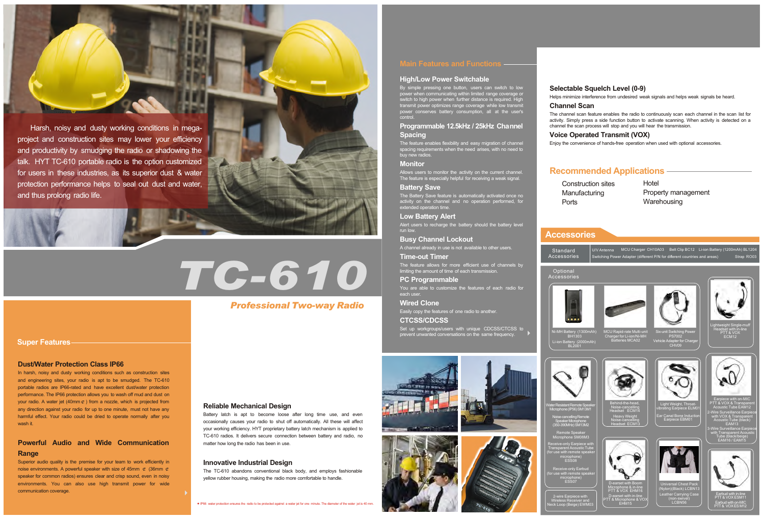Harsh, noisy and dusty working conditions in mega-project and construction sites may lower your efficiency and productivity by smudging the radio or shadowing the talk. HYT TC-610 portable radio is the option customized for users in these industries, as its superior dust & water protection performance helps to seal out dust and water, and thus prolong radio life.

# TC-610

*Professional Two-way Radio*

## Super Features

### Dust/Water Protection Class IP66

In harsh, noisy and dusty working conditions such as construction sites and engineering sites, your radio is apt to be smudged. The TC-610 portable radios are IP66-rated and have excellent dust/water protection performance. The IP66 protection allows you to wash off mud and dust on your radio. A water jet (40mm⌀) from a nozzle, which is projected from any direction against your radio for up to one minute, must not have any harmful effect. Your radio could be dried to operate normally after you wash it.

### Powerful Audio and Wide Communication Range

Superior audio quality is the premise for your team to work efficiently in noise environments. A powerful speaker with size of 45mm ⌀ (36mm ⌀ speaker for common radios) ensures clear and crisp sound, even in noisy environments. You can also use high transmit power for wide communication coverage.

### Reliable Mechanical Design

Battery latch is apt to become loose after long time use, and even occasionally causes your radio to shut off automatically. All these will affect your working efficiency. HYT proprietary battery latch mechanism is applied to TC-610 radios. It delivers secure connection between battery and radio, no matter how long the radio has been in use.

### Innovative Industrial Design

The TC-610 abandons conventional black body, and employs fashionable yellow rubber housing, making the radio more comfortable to handle.

● IP66 water protection ensures the radio to be protected against a water jet for one minute. The diameter of the water jet is 40 mm.

## Main Features and Functions

### High/Low Power Switchable

By simple pressing one button, users can switch to low power when communicating within limited range coverage or switch to high power when further distance is required. High transmit power optimizes range coverage while low transmit power conserves battery consumption, all at the user's control.

### Programmable 12.5kHz / 25kHz Channel Spacing

The feature enables flexibility and easy migration of channel spacing requirements when the need arises, with no need to buy new radios.

### Monitor

Allows users to monitor the activity on the current channel. The feature is especially helpful for receiving a weak signal.

### Battery Save

The Battery Save feature is automatically activated once no activity on the channel and no operation performed, for extended operation time.

### Low Battery Alert

Alert users to recharge the battery should the battery level run low.

### Busy Channel Lockout

A channel already in use is not available to other users.

### Time-out Timer

The feature allows for more efficient use of channels by limiting the amount of time of each transmission.

### PC Programmable

You are able to customize the features of each radio for each user.

### Wired Clone

Easily copy the features of one radio to another.

### CTCSS/CDCSS

Set up workgroups/users with unique CDCSS/CTCSS to prevent unwanted conversations on the same frequency.

### Selectable Squelch Level (0-9)

Helps minimize interference from undesired weak signals and helps weak signals be heard.

### Channel Scan

The channel scan feature enables the radio to continuously scan each channel in the scan list for activity. Simply press a side function button to activate scanning. When activity is detected on a channel the scan process will stop and you will hear the transmission.

### Voice Operated Transmit (VOX)

Enjoy the convenience of hands-free operation when used with optional accessories.

## Recommended Applications

- Construction sites
- Manufacturing
- Ports
- Hotel
- Property management
- Warehousing

## Accessories

**Standard Accessories**

U/V Antenna, MCU Charger CH10A03, Belt Clip BC12, Li-ion Battery (1200mAh) BL1204, Switching Power Adapter (different P/N for different countries and areas), Strap RO03

**Optional Accessories**

- Ni-MH Battery (1300mAh) BH1303
- Li-ion Battery (2000mAh) BL2001
- MCU Rapid-rate Multi-unit Charger for Li-ion/Ni-MH Batteries MCA02
- Six-unit Switching Power PS7002
- Vehicle Adapter for Charger CHV09
- Lightweight Single-muff Headset with in-line PTT & VOX ECM12
- Water Resistant Remote Speaker Microphone (IP56) SM13M1
- Noise-cancelling Remote Speaker Microphone (350-390MHz) SM13M2
- Remote Speaker Microphone SM08M3
- Receive-only Earpiece with Transparent Acoustic Tube (for use with remote speaker microphone) ESS08
- Receive-only Earbud (for use with remote speaker microphone) ESS07
- 2-wire Earpiece with Wireless Receiver and Neck Loop (Beige) EWM03
- Behind-the-head, Noise-cancelling Headset ECM14
- Heavy Weight Noise-cancelling Headset ECM13
- D-earset with Boom Microphone & in-line PTT & VOX EHM16
- D-earset with in-line PTT & Microphone & VOX EHM15
- Light Weight, Throat-vibrating Earpiece ELM01
- Ear Canal Bone Induction Earpiece EBM01
- Universal Chest Pack (Nylon)(Black) LCBN13
- Leather Carrying Case (non-swivel) LCBN56
- Earpiece with on-MIC PTT & VOX & Transparent Acoustic Tube EAM12
- 2-Wire Surveillance Earpiece with VOX & Transparent Acoustic Tube (black) EAM13
- 3-Wire Surveillance Earpiece with Transparent Acoustic Tube (black/beige) EAM16 / EAM15
- Earbud with in-line PTT & VOX ESM11
- Earbud with on-MIC PTT & VOX ESM12